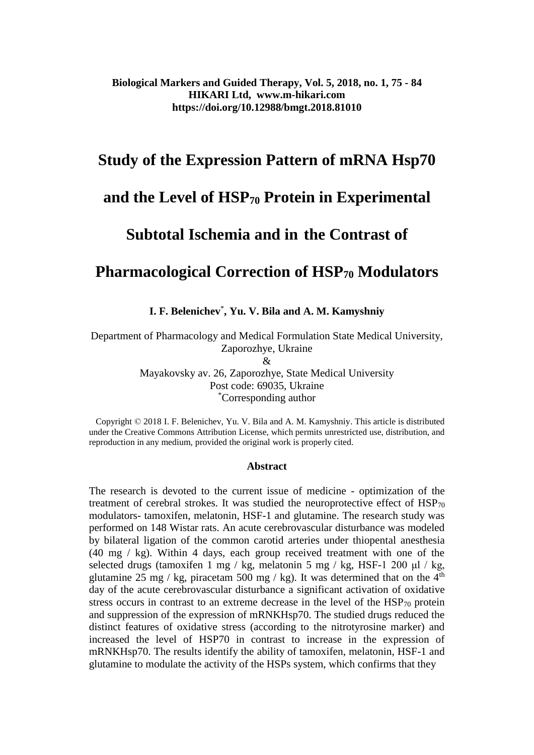**Biological Markers and Guided Therapy, Vol. 5, 2018, no. 1, 75 - 84**
**HIKARI Ltd, www.m-hikari.com**
**https://doi.org/10.12988/bmgt.2018.81010**

# Study of the Expression Pattern of mRNA Hsp70 and the Level of $HSP_{70}$ Protein in Experimental Subtotal Ischemia and in the Contrast of Pharmacological Correction of $HSP_{70}$ Modulators

**I. F. Belenichev[*], Yu. V. Bila and A. M. Kamyshniy**

Department of Pharmacology and Medical Formulation State Medical University,
Zaporozhye, Ukraine
&
Mayakovsky av. 26, Zaporozhye, State Medical University
Post code: 69035, Ukraine
[*]Corresponding author

Copyright © 2018 I. F. Belenichev, Yu. V. Bila and A. M. Kamyshniy. This article is distributed under the Creative Commons Attribution License, which permits unrestricted use, distribution, and reproduction in any medium, provided the original work is properly cited.

### Abstract

The research is devoted to the current issue of medicine - optimization of the treatment of cerebral strokes. It was studied the neuroprotective effect of $HSP_{70}$ modulators- tamoxifen, melatonin, HSF-1 and glutamine. The research study was performed on 148 Wistar rats. An acute cerebrovascular disturbance was modeled by bilateral ligation of the common carotid arteries under thiopental anesthesia (40 mg / kg). Within 4 days, each group received treatment with one of the selected drugs (tamoxifen 1 mg / kg, melatonin 5 mg / kg, HSF-1 200 μl / kg, glutamine 25 mg / kg, piracetam 500 mg / kg). It was determined that on the 4$^{th}$ day of the acute cerebrovascular disturbance a significant activation of oxidative stress occurs in contrast to an extreme decrease in the level of the $HSP_{70}$ protein and suppression of the expression of mRNKHsp70. The studied drugs reduced the distinct features of oxidative stress (according to the nitrotyrosine marker) and increased the level of HSP70 in contrast to increase in the expression of mRNKHsp70. The results identify the ability of tamoxifen, melatonin, HSF-1 and glutamine to modulate the activity of the HSPs system, which confirms that they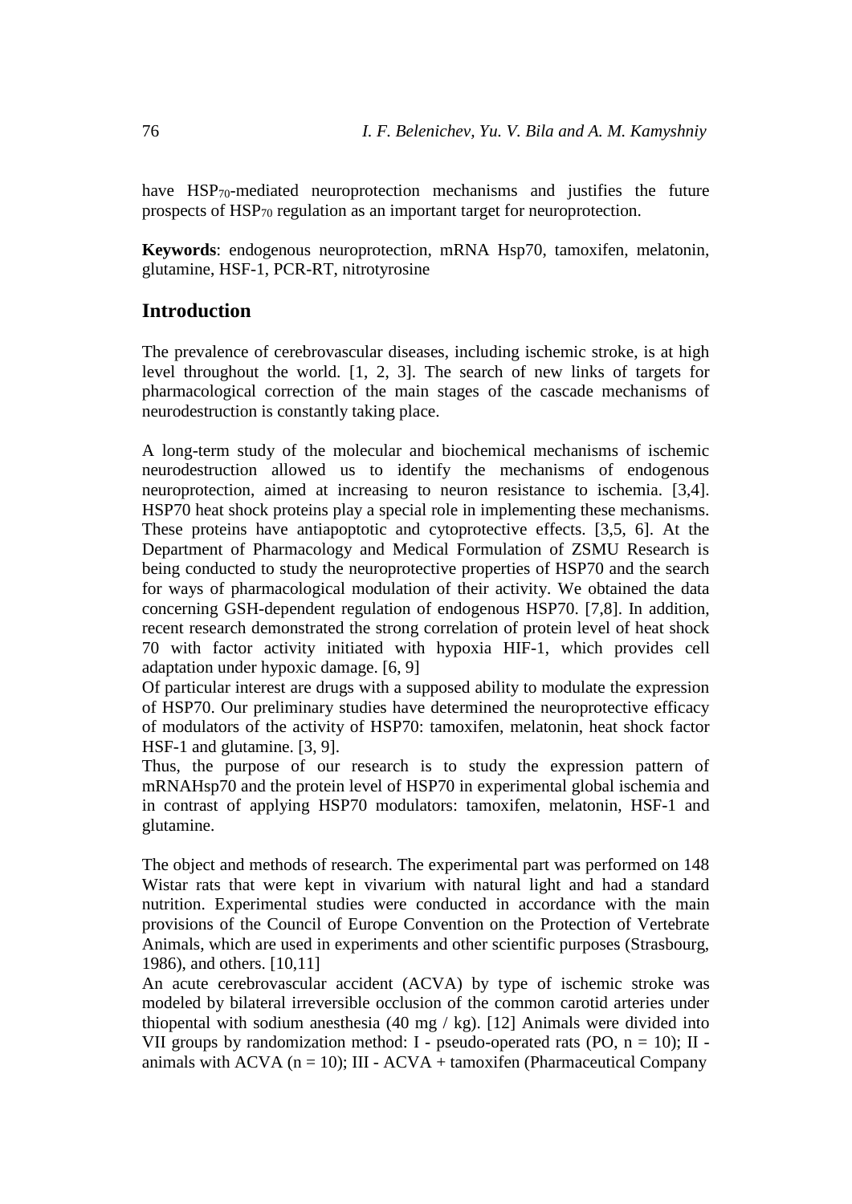have $HSP_{70}$-mediated neuroprotection mechanisms and justifies the future prospects of $HSP_{70}$ regulation as an important target for neuroprotection.

**Keywords**: endogenous neuroprotection, mRNA Hsp70, tamoxifen, melatonin, glutamine, HSF-1, PCR-RT, nitrotyrosine

## Introduction

The prevalence of cerebrovascular diseases, including ischemic stroke, is at high level throughout the world. [1, 2, 3]. The search of new links of targets for pharmacological correction of the main stages of the cascade mechanisms of neurodestruction is constantly taking place.

A long-term study of the molecular and biochemical mechanisms of ischemic neurodestruction allowed us to identify the mechanisms of endogenous neuroprotection, aimed at increasing to neuron resistance to ischemia. [3,4]. HSP70 heat shock proteins play a special role in implementing these mechanisms. These proteins have antiapoptotic and cytoprotective effects. [3,5, 6]. At the Department of Pharmacology and Medical Formulation of ZSMU Research is being conducted to study the neuroprotective properties of HSP70 and the search for ways of pharmacological modulation of their activity. We obtained the data concerning GSH-dependent regulation of endogenous HSP70. [7,8]. In addition, recent research demonstrated the strong correlation of protein level of heat shock 70 with factor activity initiated with hypoxia HIF-1, which provides cell adaptation under hypoxic damage. [6, 9]

Of particular interest are drugs with a supposed ability to modulate the expression of HSP70. Our preliminary studies have determined the neuroprotective efficacy of modulators of the activity of HSP70: tamoxifen, melatonin, heat shock factor HSF-1 and glutamine. [3, 9].

Thus, the purpose of our research is to study the expression pattern of mRNAHsp70 and the protein level of HSP70 in experimental global ischemia and in contrast of applying HSP70 modulators: tamoxifen, melatonin, HSF-1 and glutamine.

The object and methods of research. The experimental part was performed on 148 Wistar rats that were kept in vivarium with natural light and had a standard nutrition. Experimental studies were conducted in accordance with the main provisions of the Council of Europe Convention on the Protection of Vertebrate Animals, which are used in experiments and other scientific purposes (Strasbourg, 1986), and others. [10,11]

An acute cerebrovascular accident (ACVA) by type of ischemic stroke was modeled by bilateral irreversible occlusion of the common carotid arteries under thiopental with sodium anesthesia (40 mg / kg). [12] Animals were divided into VII groups by randomization method: I - pseudo-operated rats (PO, n = 10); II - animals with ACVA (n = 10); III - ACVA + tamoxifen (Pharmaceutical Company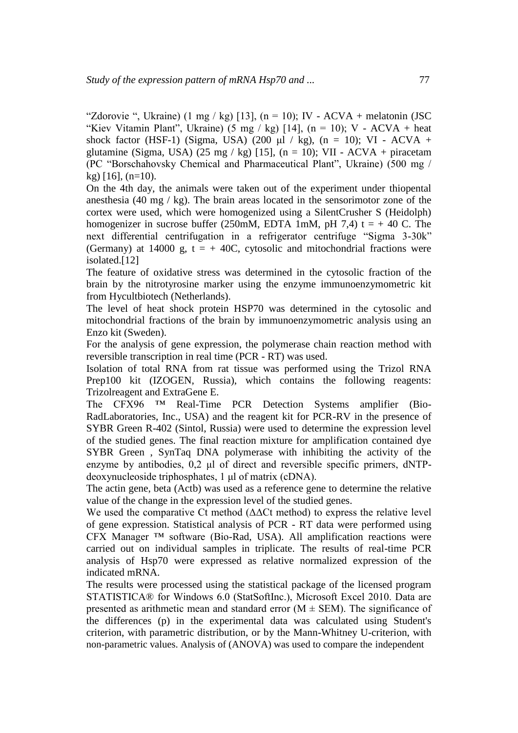“Zdorovie “, Ukraine) (1 mg / kg) [13], (n = 10); IV - ACVA + melatonin (JSC “Kiev Vitamin Plant”, Ukraine) (5 mg / kg) [14], (n = 10); V - ACVA + heat shock factor (HSF-1) (Sigma, USA) (200 μl / kg), (n = 10); VI - ACVA + glutamine (Sigma, USA) (25 mg / kg) [15], (n = 10); VII - ACVA + piracetam (PC “Borschahovsky Chemical and Pharmaceutical Plant”, Ukraine) (500 mg / kg) [16], (n=10).

On the 4th day, the animals were taken out of the experiment under thiopental anesthesia (40 mg / kg). The brain areas located in the sensorimotor zone of the cortex were used, which were homogenized using a SilentCrusher S (Heidolph) homogenizer in sucrose buffer (250mM, EDTA 1mM, pH 7,4) t = + 40 C. The next differential centrifugation in a refrigerator centrifuge “Sigma 3-30k” (Germany) at 14000 g, t = + 40C, cytosolic and mitochondrial fractions were isolated.[12]

The feature of oxidative stress was determined in the cytosolic fraction of the brain by the nitrotyrosine marker using the enzyme immunoenzymometric kit from Hycultbiotech (Netherlands).

The level of heat shock protein HSP70 was determined in the cytosolic and mitochondrial fractions of the brain by immunoenzymometric analysis using an Enzo kit (Sweden).

For the analysis of gene expression, the polymerase chain reaction method with reversible transcription in real time (PCR - RT) was used.

Isolation of total RNA from rat tissue was performed using the Trizol RNA Prep100 kit (IZOGEN, Russia), which contains the following reagents: Trizolreagent and ExtraGene E.

The CFX96 ™ Real-Time PCR Detection Systems amplifier (Bio-RadLaboratories, Inc., USA) and the reagent kit for PCR-RV in the presence of SYBR Green R-402 (Sintol, Russia) were used to determine the expression level of the studied genes. The final reaction mixture for amplification contained dye SYBR Green , SynTaq DNA polymerase with inhibiting the activity of the enzyme by antibodies, 0,2 μl of direct and reversible specific primers, dNTP-deoxynucleoside triphosphates, 1 μl of matrix (cDNA).

The actin gene, beta (Actb) was used as a reference gene to determine the relative value of the change in the expression level of the studied genes.

We used the comparative Ct method (ΔΔCt method) to express the relative level of gene expression. Statistical analysis of PCR - RT data were performed using CFX Manager ™ software (Bio-Rad, USA). All amplification reactions were carried out on individual samples in triplicate. The results of real-time PCR analysis of Hsp70 were expressed as relative normalized expression of the indicated mRNA.

The results were processed using the statistical package of the licensed program STATISTICA® for Windows 6.0 (StatSoftInc.), Microsoft Excel 2010. Data are presented as arithmetic mean and standard error (M ± SEM). The significance of the differences (p) in the experimental data was calculated using Student's criterion, with parametric distribution, or by the Mann-Whitney U-criterion, with non-parametric values. Analysis of (ANOVA) was used to compare the independent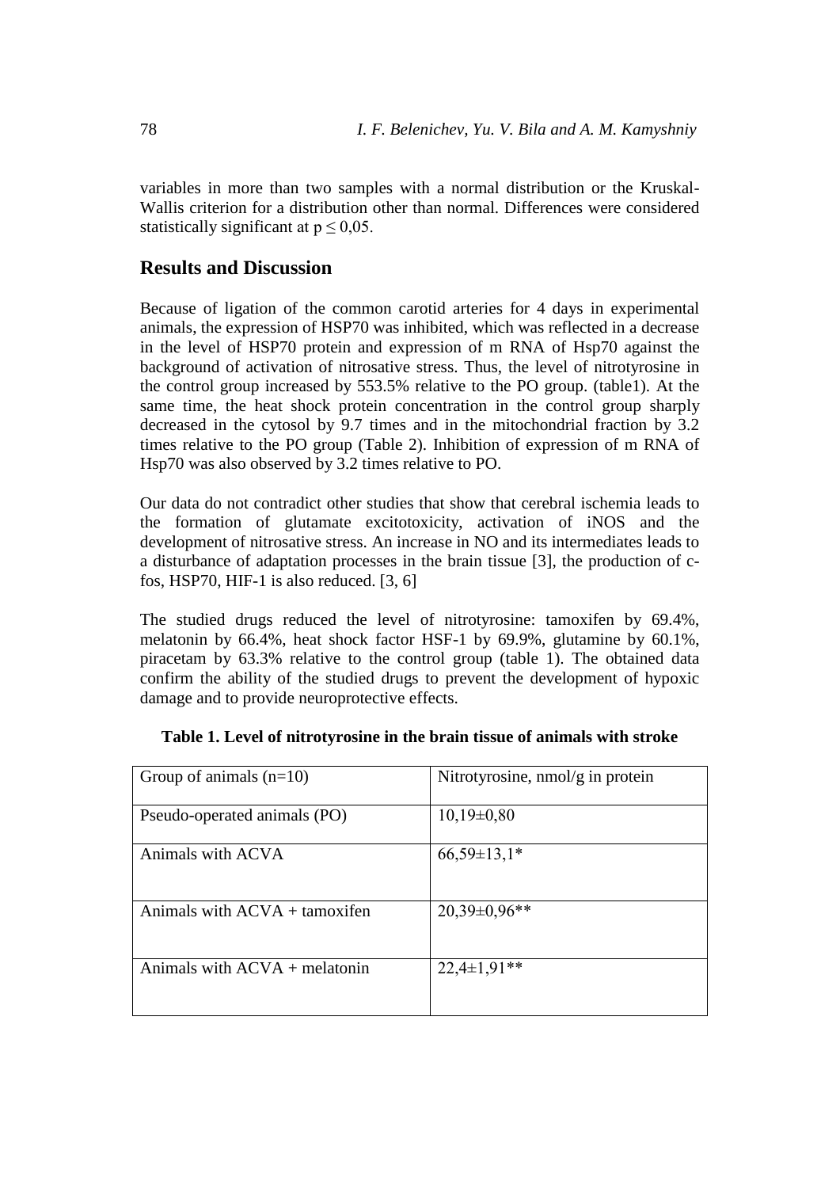variables in more than two samples with a normal distribution or the Kruskal-Wallis criterion for a distribution other than normal. Differences were considered statistically significant at $p \leq 0{,}05$.

## Results and Discussion

Because of ligation of the common carotid arteries for 4 days in experimental animals, the expression of HSP70 was inhibited, which was reflected in a decrease in the level of HSP70 protein and expression of m RNA of Hsp70 against the background of activation of nitrosative stress. Thus, the level of nitrotyrosine in the control group increased by 553.5% relative to the PO group. (table1). At the same time, the heat shock protein concentration in the control group sharply decreased in the cytosol by 9.7 times and in the mitochondrial fraction by 3.2 times relative to the PO group (Table 2). Inhibition of expression of m RNA of Hsp70 was also observed by 3.2 times relative to PO.

Our data do not contradict other studies that show that cerebral ischemia leads to the formation of glutamate excitotoxicity, activation of iNOS and the development of nitrosative stress. An increase in NO and its intermediates leads to a disturbance of adaptation processes in the brain tissue [3], the production of c-fos, HSP70, HIF-1 is also reduced. [3, 6]

The studied drugs reduced the level of nitrotyrosine: tamoxifen by 69.4%, melatonin by 66.4%, heat shock factor HSF-1 by 69.9%, glutamine by 60.1%, piracetam by 63.3% relative to the control group (table 1). The obtained data confirm the ability of the studied drugs to prevent the development of hypoxic damage and to provide neuroprotective effects.

**Table 1. Level of nitrotyrosine in the brain tissue of animals with stroke**

| Group of animals (n=10) | Nitrotyrosine, nmol/g in protein |
|---|---|
| Pseudo-operated animals (PO) | 10,19±0,80 |
| Animals with ACVA | 66,59±13,1* |
| Animals with ACVA + tamoxifen | 20,39±0,96** |
| Animals with ACVA + melatonin | 22,4±1,91** |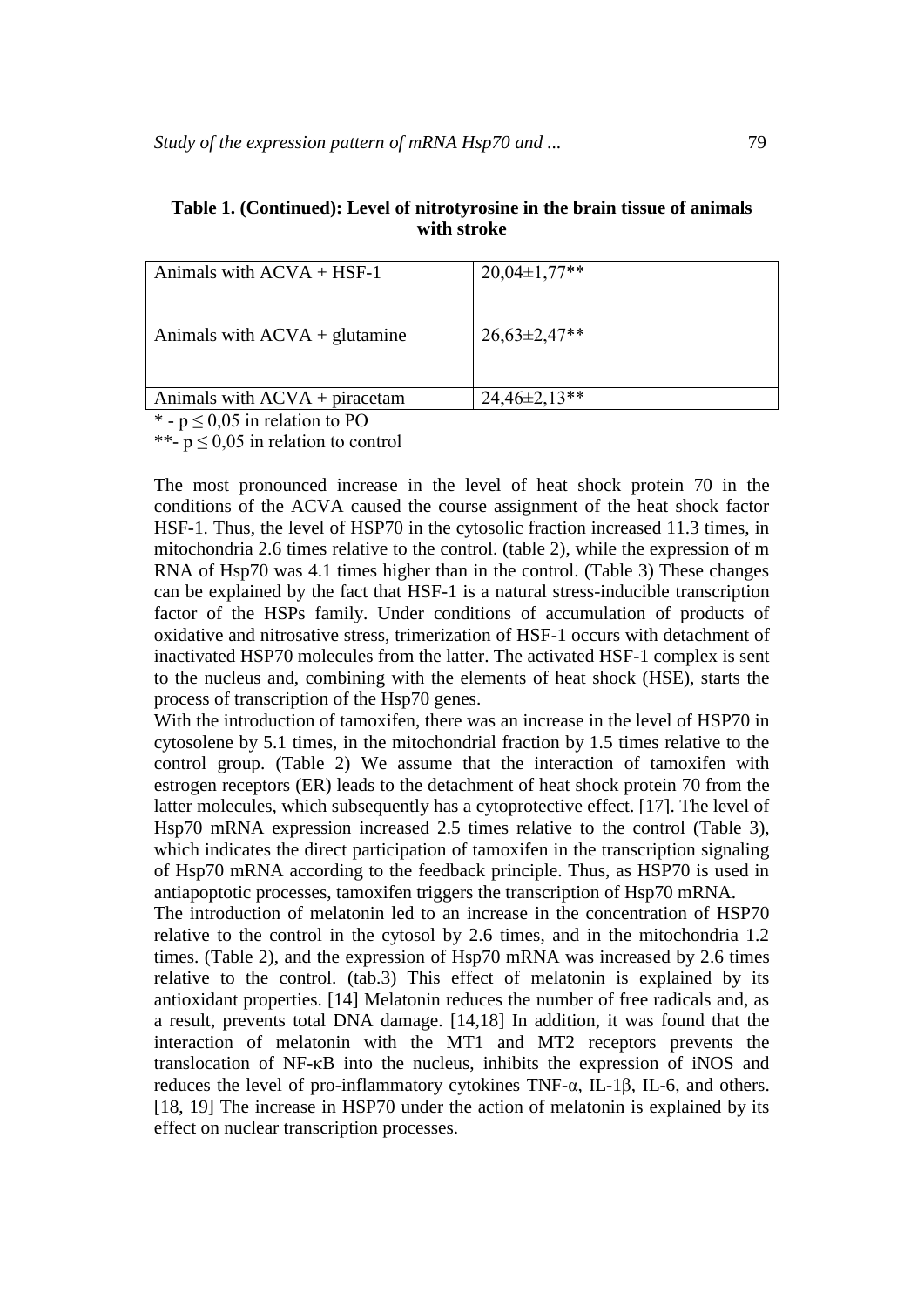**Table 1. (Continued): Level of nitrotyrosine in the brain tissue of animals with stroke**

| | |
|---|---|
| Animals with ACVA + HSF-1 | 20,04±1,77** |
| Animals with ACVA + glutamine | 26,63±2,47** |
| Animals with ACVA + piracetam | 24,46±2,13** |

\* - $p \leq 0{,}05$ in relation to PO

\*\*- $p \leq 0{,}05$ in relation to control

The most pronounced increase in the level of heat shock protein 70 in the conditions of the ACVA caused the course assignment of the heat shock factor HSF-1. Thus, the level of HSP70 in the cytosolic fraction increased 11.3 times, in mitochondria 2.6 times relative to the control. (table 2), while the expression of m RNA of Hsp70 was 4.1 times higher than in the control. (Table 3) These changes can be explained by the fact that HSF-1 is a natural stress-inducible transcription factor of the HSPs family. Under conditions of accumulation of products of oxidative and nitrosative stress, trimerization of HSF-1 occurs with detachment of inactivated HSP70 molecules from the latter. The activated HSF-1 complex is sent to the nucleus and, combining with the elements of heat shock (HSE), starts the process of transcription of the Hsp70 genes.

With the introduction of tamoxifen, there was an increase in the level of HSP70 in cytosolene by 5.1 times, in the mitochondrial fraction by 1.5 times relative to the control group. (Table 2) We assume that the interaction of tamoxifen with estrogen receptors (ER) leads to the detachment of heat shock protein 70 from the latter molecules, which subsequently has a cytoprotective effect. [17]. The level of Hsp70 mRNA expression increased 2.5 times relative to the control (Table 3), which indicates the direct participation of tamoxifen in the transcription signaling of Hsp70 mRNA according to the feedback principle. Thus, as HSP70 is used in antiapoptotic processes, tamoxifen triggers the transcription of Hsp70 mRNA.

The introduction of melatonin led to an increase in the concentration of HSP70 relative to the control in the cytosol by 2.6 times, and in the mitochondria 1.2 times. (Table 2), and the expression of Hsp70 mRNA was increased by 2.6 times relative to the control. (tab.3) This effect of melatonin is explained by its antioxidant properties. [14] Melatonin reduces the number of free radicals and, as a result, prevents total DNA damage. [14,18] In addition, it was found that the interaction of melatonin with the MT1 and MT2 receptors prevents the translocation of NF-κB into the nucleus, inhibits the expression of iNOS and reduces the level of pro-inflammatory cytokines TNF-α, IL-1β, IL-6, and others. [18, 19] The increase in HSP70 under the action of melatonin is explained by its effect on nuclear transcription processes.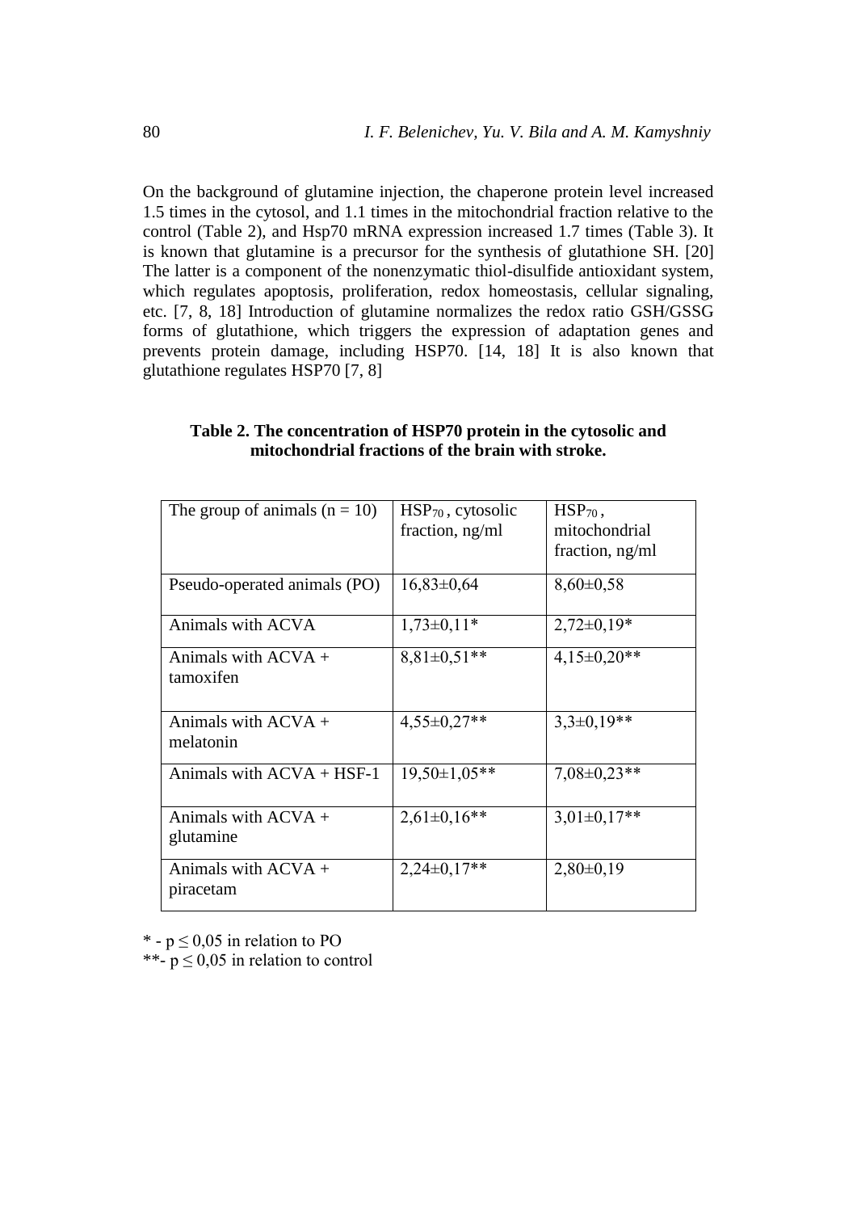On the background of glutamine injection, the chaperone protein level increased 1.5 times in the cytosol, and 1.1 times in the mitochondrial fraction relative to the control (Table 2), and Hsp70 mRNA expression increased 1.7 times (Table 3). It is known that glutamine is a precursor for the synthesis of glutathione SH. [20] The latter is a component of the nonenzymatic thiol-disulfide antioxidant system, which regulates apoptosis, proliferation, redox homeostasis, cellular signaling, etc. [7, 8, 18] Introduction of glutamine normalizes the redox ratio GSH/GSSG forms of glutathione, which triggers the expression of adaptation genes and prevents protein damage, including HSP70. [14, 18] It is also known that glutathione regulates HSP70 [7, 8]

**Table 2. The concentration of HSP70 protein in the cytosolic and mitochondrial fractions of the brain with stroke.**

| The group of animals (n = 10) | $HSP_{70}$, cytosolic fraction, ng/ml | $HSP_{70}$, mitochondrial fraction, ng/ml |
|---|---|---|
| Pseudo-operated animals (PO) | 16,83±0,64 | 8,60±0,58 |
| Animals with ACVA | 1,73±0,11* | 2,72±0,19* |
| Animals with ACVA + tamoxifen | 8,81±0,51** | 4,15±0,20** |
| Animals with ACVA + melatonin | 4,55±0,27** | 3,3±0,19** |
| Animals with ACVA + HSF-1 | 19,50±1,05** | 7,08±0,23** |
| Animals with ACVA + glutamine | 2,61±0,16** | 3,01±0,17** |
| Animals with ACVA + piracetam | 2,24±0,17** | 2,80±0,19 |

* - $p \leq 0,05$ in relation to PO

**- $p \leq 0,05$ in relation to control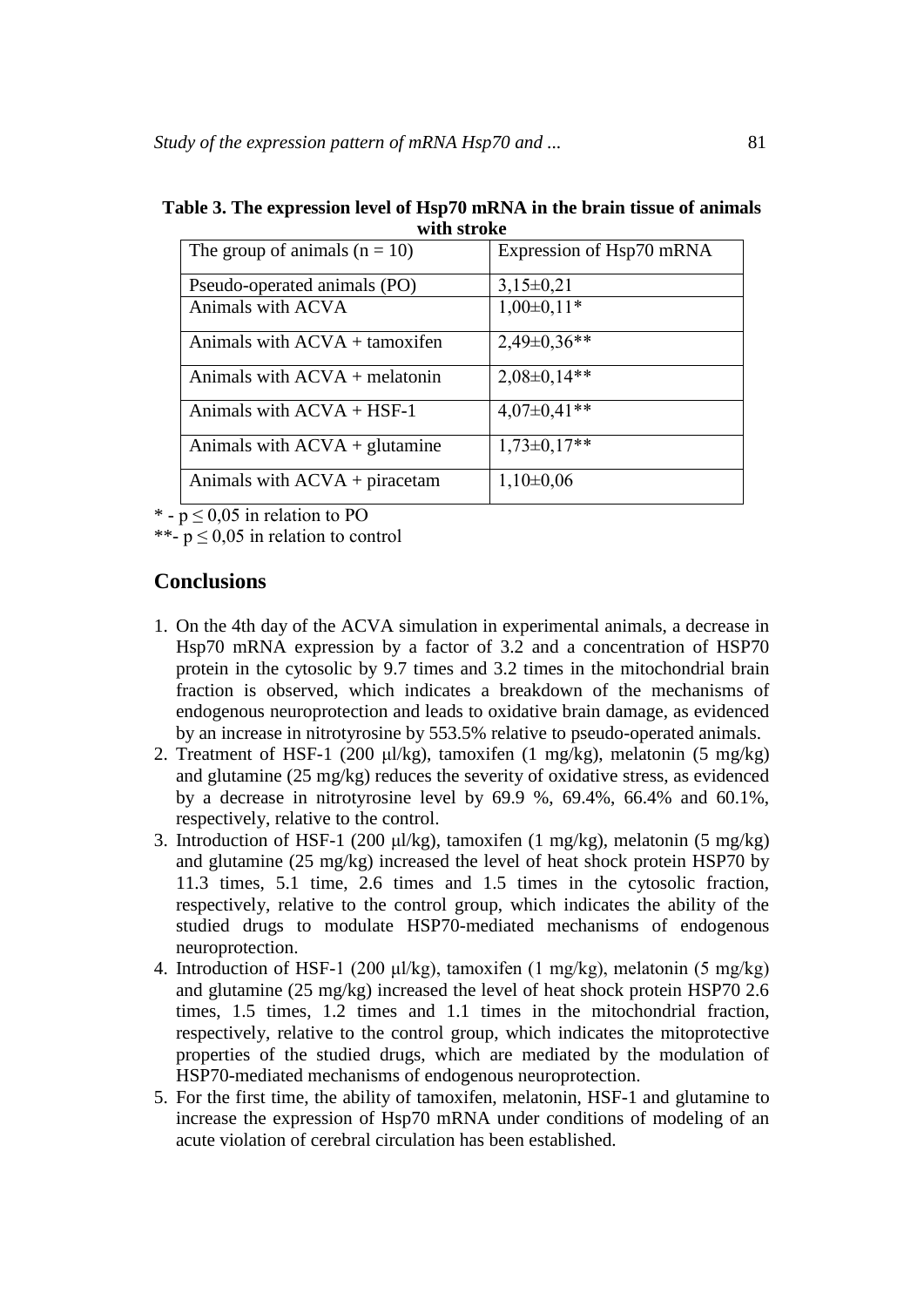**Table 3. The expression level of Hsp70 mRNA in the brain tissue of animals with stroke**

| The group of animals (n = 10) | Expression of Hsp70 mRNA |
|---|---|
| Pseudo-operated animals (PO) | 3,15±0,21 |
| Animals with ACVA | 1,00±0,11* |
| Animals with ACVA + tamoxifen | 2,49±0,36** |
| Animals with ACVA + melatonin | 2,08±0,14** |
| Animals with ACVA + HSF-1 | 4,07±0,41** |
| Animals with ACVA + glutamine | 1,73±0,17** |
| Animals with ACVA + piracetam | 1,10±0,06 |

* - $p \leq 0{,}05$ in relation to PO

**- $p \leq 0{,}05$ in relation to control

## Conclusions

1. On the 4th day of the ACVA simulation in experimental animals, a decrease in Hsp70 mRNA expression by a factor of 3.2 and a concentration of HSP70 protein in the cytosolic by 9.7 times and 3.2 times in the mitochondrial brain fraction, is observed, which indicates a breakdown of the mechanisms of endogenous neuroprotection and leads to oxidative brain damage, as evidenced by an increase in nitrotyrosine by 553.5% relative to pseudo-operated animals.
2. Treatment of HSF-1 (200 μl/kg), tamoxifen (1 mg/kg), melatonin (5 mg/kg) and glutamine (25 mg/kg) reduces the severity of oxidative stress, as evidenced by a decrease in nitrotyrosine level by 69.9 %, 69.4%, 66.4% and 60.1%, respectively, relative to the control.
3. Introduction of HSF-1 (200 μl/kg), tamoxifen (1 mg/kg), melatonin (5 mg/kg) and glutamine (25 mg/kg) increased the level of heat shock protein HSP70 by 11.3 times, 5.1 time, 2.6 times and 1.5 times in the cytosolic fraction, respectively, relative to the control group, which indicates the ability of the studied drugs to modulate HSP70-mediated mechanisms of endogenous neuroprotection.
4. Introduction of HSF-1 (200 μl/kg), tamoxifen (1 mg/kg), melatonin (5 mg/kg) and glutamine (25 mg/kg) increased the level of heat shock protein HSP70 2.6 times, 1.5 times, 1.2 times and 1.1 times in the mitochondrial fraction, respectively, relative to the control group, which indicates the mitoprotective properties of the studied drugs, which are mediated by the modulation of HSP70-mediated mechanisms of endogenous neuroprotection.
5. For the first time, the ability of tamoxifen, melatonin, HSF-1 and glutamine to increase the expression of Hsp70 mRNA under conditions of modeling of an acute violation of cerebral circulation has been established.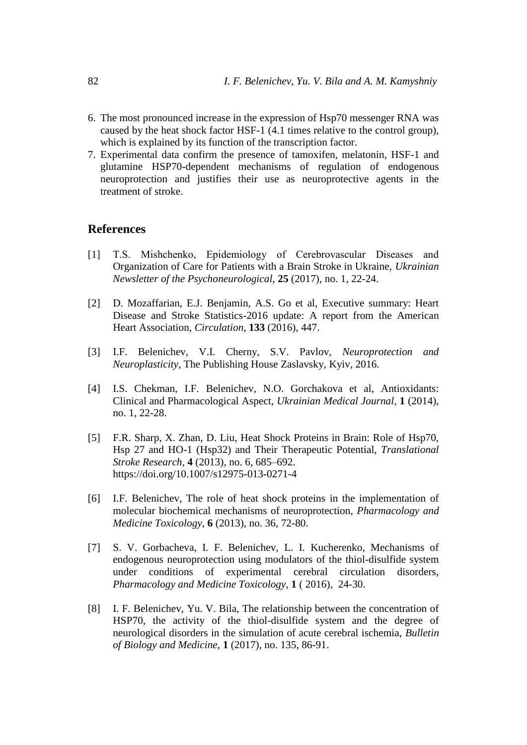6. The most pronounced increase in the expression of Hsp70 messenger RNA was caused by the heat shock factor HSF-1 (4.1 times relative to the control group), which is explained by its function of the transcription factor.
7. Experimental data confirm the presence of tamoxifen, melatonin, HSF-1 and glutamine HSP70-dependent mechanisms of regulation of endogenous neuroprotection and justifies their use as neuroprotective agents in the treatment of stroke.

## References

[1] T.S. Mishchenko, Epidemiology of Cerebrovascular Diseases and Organization of Care for Patients with a Brain Stroke in Ukraine, *Ukrainian Newsletter of the Psychoneurological*, **25** (2017), no. 1, 22-24.

[2] D. Mozaffarian, E.J. Benjamin, A.S. Go et al, Executive summary: Heart Disease and Stroke Statistics-2016 update: A report from the American Heart Association, *Circulation*, **133** (2016), 447.

[3] I.F. Belenichev, V.I. Cherny, S.V. Pavlov, *Neuroprotection and Neuroplasticity*, The Publishing House Zaslavsky, Kyiv, 2016.

[4] I.S. Chekman, I.F. Belenichev, N.O. Gorchakova et al, Antioxidants: Clinical and Pharmacological Aspect, *Ukrainian Medical Journal*, **1** (2014), no. 1, 22-28.

[5] F.R. Sharp, X. Zhan, D. Liu, Heat Shock Proteins in Brain: Role of Hsp70, Hsp 27 and HO-1 (Hsp32) and Their Therapeutic Potential, *Translational Stroke Research*, **4** (2013), no. 6, 685–692. https://doi.org/10.1007/s12975-013-0271-4

[6] I.F. Belenichev, The role of heat shock proteins in the implementation of molecular biochemical mechanisms of neuroprotection, *Pharmacology and Medicine Toxicology*, **6** (2013), no. 36, 72-80.

[7] S. V. Gorbacheva, I. F. Belenichev, L. I. Kucherenko, Mechanisms of endogenous neuroprotection using modulators of the thiol-disulfide system under conditions of experimental cerebral circulation disorders, *Pharmacology and Medicine Toxicology*, **1** ( 2016), 24-30.

[8] I. F. Belenichev, Yu. V. Bila, The relationship between the concentration of HSP70, the activity of the thiol-disulfide system and the degree of neurological disorders in the simulation of acute cerebral ischemia, *Bulletin of Biology and Medicine*, **1** (2017), no. 135, 86-91.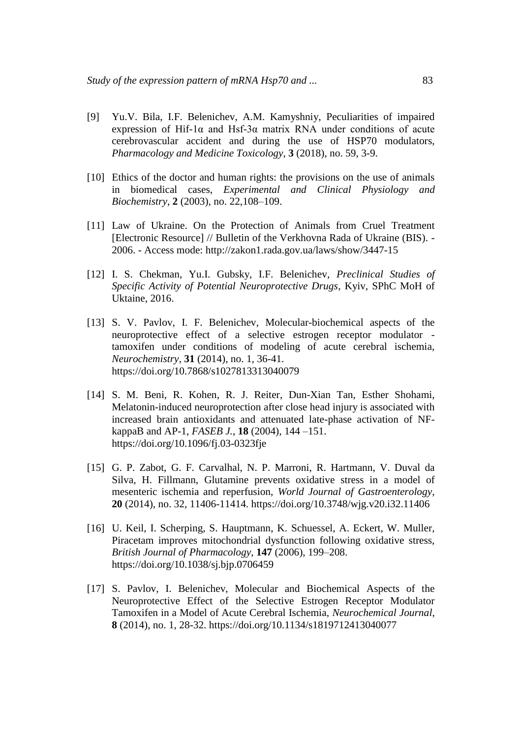[9] Yu.V. Bila, I.F. Belenichev, A.M. Kamyshniy, Peculiarities of impaired expression of Hif-1α and Hsf-3α matrix RNA under conditions of acute cerebrovascular accident and during the use of HSP70 modulators, *Pharmacology and Medicine Toxicology*, **3** (2018), no. 59, 3-9.

[10] Ethics of the doctor and human rights: the provisions on the use of animals in biomedical cases, *Experimental and Clinical Physiology and Biochemistry*, **2** (2003), no. 22,108–109.

[11] Law of Ukraine. On the Protection of Animals from Cruel Treatment [Electronic Resource] // Bulletin of the Verkhovna Rada of Ukraine (BIS). - 2006. - Access mode: http://zakon1.rada.gov.ua/laws/show/3447-15

[12] I. S. Chekman, Yu.I. Gubsky, I.F. Belenichev, *Preclinical Studies of Specific Activity of Potential Neuroprotective Drugs*, Kyiv, SPhC MoH of Uktaine, 2016.

[13] S. V. Pavlov, I. F. Belenichev, Molecular-biochemical aspects of the neuroprotective effect of a selective estrogen receptor modulator - tamoxifen under conditions of modeling of acute cerebral ischemia, *Neurochemistry*, **31** (2014), no. 1, 36-41. https://doi.org/10.7868/s1027813313040079

[14] S. M. Beni, R. Kohen, R. J. Reiter, Dun-Xian Tan, Esther Shohami, Melatonin-induced neuroprotection after close head injury is associated with increased brain antioxidants and attenuated late-phase activation of NF-kappaB and AP-1, *FASEB J.*, **18** (2004), 144 –151. https://doi.org/10.1096/fj.03-0323fje

[15] G. P. Zabot, G. F. Carvalhal, N. P. Marroni, R. Hartmann, V. Duval da Silva, H. Fillmann, Glutamine prevents oxidative stress in a model of mesenteric ischemia and reperfusion, *World Journal of Gastroenterology*, **20** (2014), no. 32, 11406-11414. https://doi.org/10.3748/wjg.v20.i32.11406

[16] U. Keil, I. Scherping, S. Hauptmann, K. Schuessel, A. Eckert, W. Muller, Piracetam improves mitochondrial dysfunction following oxidative stress, *British Journal of Pharmacology*, **147** (2006), 199–208. https://doi.org/10.1038/sj.bjp.0706459

[17] S. Pavlov, I. Belenichev, Molecular and Biochemical Aspects of the Neuroprotective Effect of the Selective Estrogen Receptor Modulator Tamoxifen in a Model of Acute Cerebral Ischemia, *Neurochemical Journal*, **8** (2014), no. 1, 28-32. https://doi.org/10.1134/s1819712413040077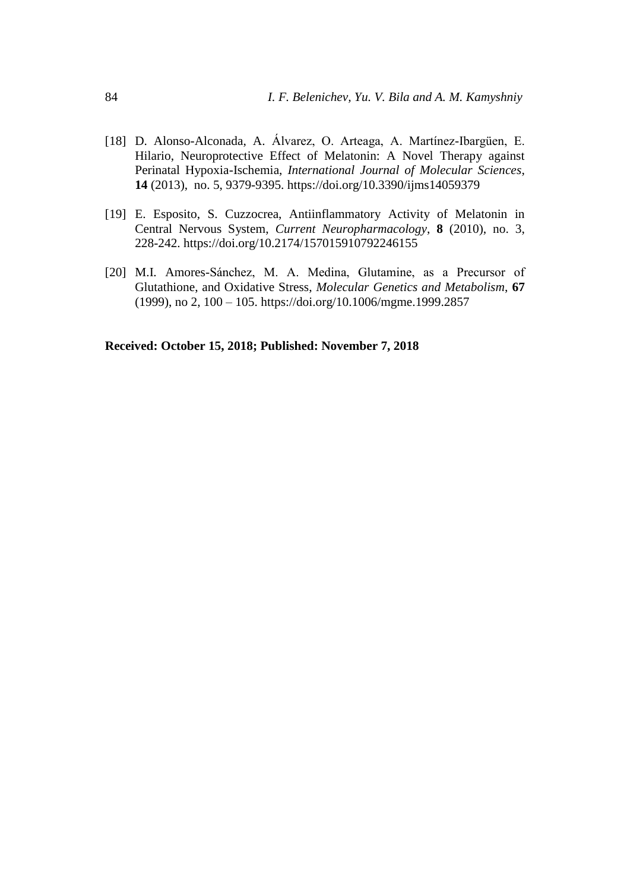[18] D. Alonso-Alconada, A. Álvarez, O. Arteaga, A. Martínez-Ibargüen, E. Hilario, Neuroprotective Effect of Melatonin: A Novel Therapy against Perinatal Hypoxia-Ischemia, *International Journal of Molecular Sciences*, **14** (2013), no. 5, 9379-9395. https://doi.org/10.3390/ijms14059379

[19] E. Esposito, S. Cuzzocrea, Antiinflammatory Activity of Melatonin in Central Nervous System, *Current Neuropharmacology*, **8** (2010), no. 3, 228-242. https://doi.org/10.2174/157015910792246155

[20] M.I. Amores-Sánchez, M. A. Medina, Glutamine, as a Precursor of Glutathione, and Oxidative Stress, *Molecular Genetics and Metabolism*, **67** (1999), no 2, 100 – 105. https://doi.org/10.1006/mgme.1999.2857

**Received: October 15, 2018; Published: November 7, 2018**